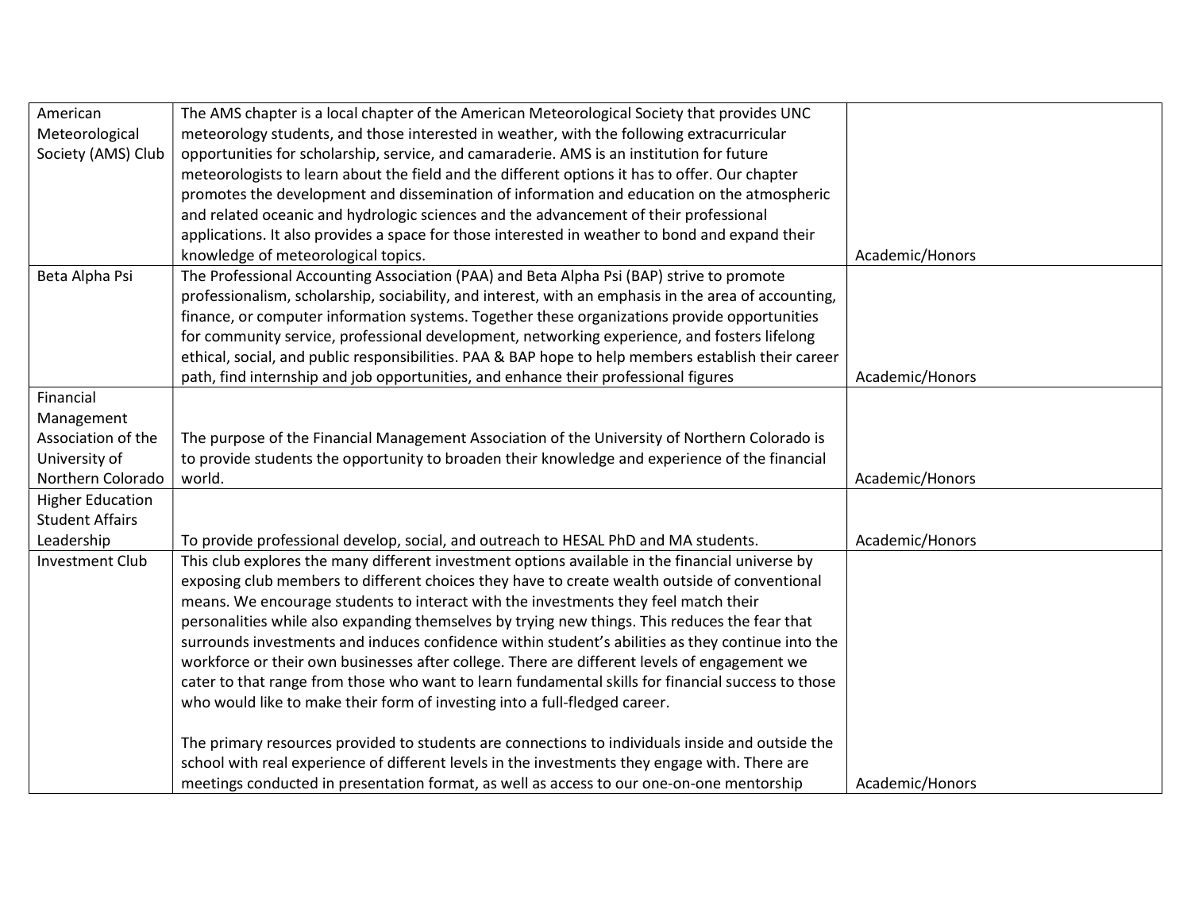| | | |
|---|---|---|
| American Meteorological Society (AMS) Club | The AMS chapter is a local chapter of the American Meteorological Society that provides UNC meteorology students, and those interested in weather, with the following extracurricular opportunities for scholarship, service, and camaraderie. AMS is an institution for future meteorologists to learn about the field and the different options it has to offer. Our chapter promotes the development and dissemination of information and education on the atmospheric and related oceanic and hydrologic sciences and the advancement of their professional applications. It also provides a space for those interested in weather to bond and expand their knowledge of meteorological topics. | Academic/Honors |
| Beta Alpha Psi | The Professional Accounting Association (PAA) and Beta Alpha Psi (BAP) strive to promote professionalism, scholarship, sociability, and interest, with an emphasis in the area of accounting, finance, or computer information systems. Together these organizations provide opportunities for community service, professional development, networking experience, and fosters lifelong ethical, social, and public responsibilities. PAA & BAP hope to help members establish their career path, find internship and job opportunities, and enhance their professional figures | Academic/Honors |
| Financial Management Association of the University of Northern Colorado | The purpose of the Financial Management Association of the University of Northern Colorado is to provide students the opportunity to broaden their knowledge and experience of the financial world. | Academic/Honors |
| Higher Education Student Affairs Leadership | To provide professional develop, social, and outreach to HESAL PhD and MA students. | Academic/Honors |
| Investment Club | This club explores the many different investment options available in the financial universe by exposing club members to different choices they have to create wealth outside of conventional means. We encourage students to interact with the investments they feel match their personalities while also expanding themselves by trying new things. This reduces the fear that surrounds investments and induces confidence within student's abilities as they continue into the workforce or their own businesses after college. There are different levels of engagement we cater to that range from those who want to learn fundamental skills for financial success to those who would like to make their form of investing into a full-fledged career.<br><br>The primary resources provided to students are connections to individuals inside and outside the school with real experience of different levels in the investments they engage with. There are meetings conducted in presentation format, as well as access to our one-on-one mentorship | Academic/Honors |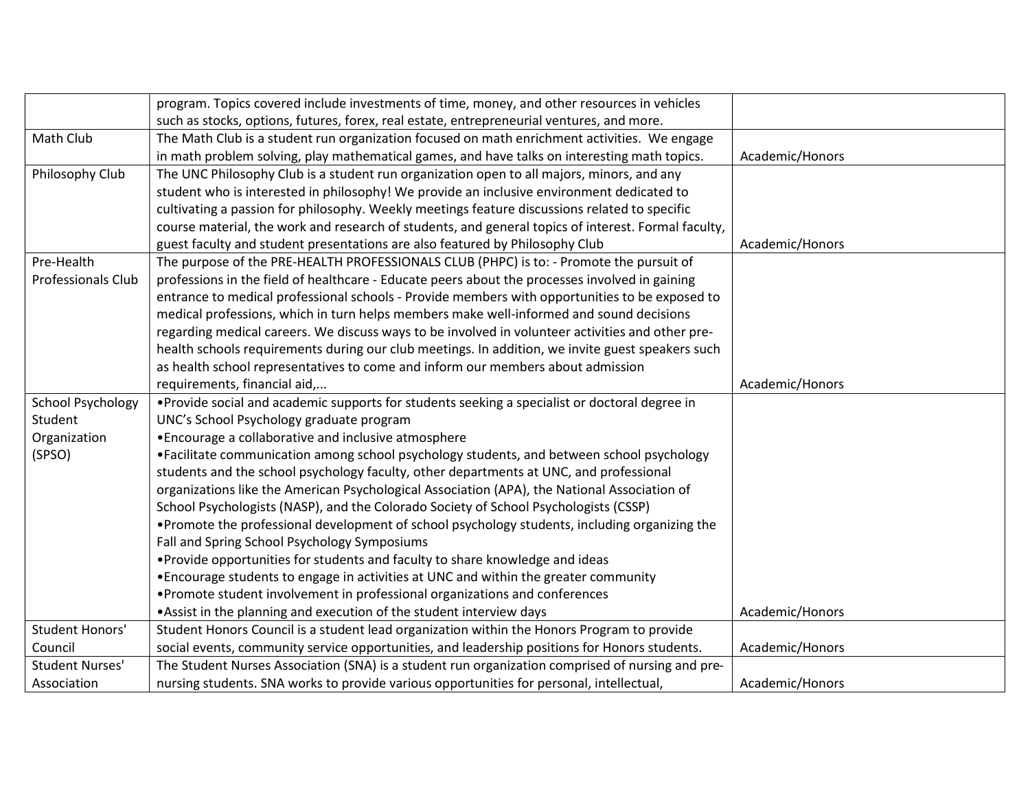| | | |
|---|---|---|
| | program. Topics covered include investments of time, money, and other resources in vehicles such as stocks, options, futures, forex, real estate, entrepreneurial ventures, and more. | |
| Math Club | The Math Club is a student run organization focused on math enrichment activities. We engage in math problem solving, play mathematical games, and have talks on interesting math topics. | Academic/Honors |
| Philosophy Club | The UNC Philosophy Club is a student run organization open to all majors, minors, and any student who is interested in philosophy! We provide an inclusive environment dedicated to cultivating a passion for philosophy. Weekly meetings feature discussions related to specific course material, the work and research of students, and general topics of interest. Formal faculty, guest faculty and student presentations are also featured by Philosophy Club | Academic/Honors |
| Pre-Health Professionals Club | The purpose of the PRE-HEALTH PROFESSIONALS CLUB (PHPC) is to: - Promote the pursuit of professions in the field of healthcare - Educate peers about the processes involved in gaining entrance to medical professional schools - Provide members with opportunities to be exposed to medical professions, which in turn helps members make well-informed and sound decisions regarding medical careers. We discuss ways to be involved in volunteer activities and other pre-health schools requirements during our club meetings. In addition, we invite guest speakers such as health school representatives to come and inform our members about admission requirements, financial aid,... | Academic/Honors |
| School Psychology Student Organization (SPSO) | •Provide social and academic supports for students seeking a specialist or doctoral degree in UNC's School Psychology graduate program<br>•Encourage a collaborative and inclusive atmosphere<br>•Facilitate communication among school psychology students, and between school psychology students and the school psychology faculty, other departments at UNC, and professional organizations like the American Psychological Association (APA), the National Association of School Psychologists (NASP), and the Colorado Society of School Psychologists (CSSP)<br>•Promote the professional development of school psychology students, including organizing the Fall and Spring School Psychology Symposiums<br>•Provide opportunities for students and faculty to share knowledge and ideas<br>•Encourage students to engage in activities at UNC and within the greater community<br>•Promote student involvement in professional organizations and conferences<br>•Assist in the planning and execution of the student interview days | Academic/Honors |
| Student Honors' Council | Student Honors Council is a student lead organization within the Honors Program to provide social events, community service opportunities, and leadership positions for Honors students. | Academic/Honors |
| Student Nurses' Association | The Student Nurses Association (SNA) is a student run organization comprised of nursing and pre-nursing students. SNA works to provide various opportunities for personal, intellectual, | Academic/Honors |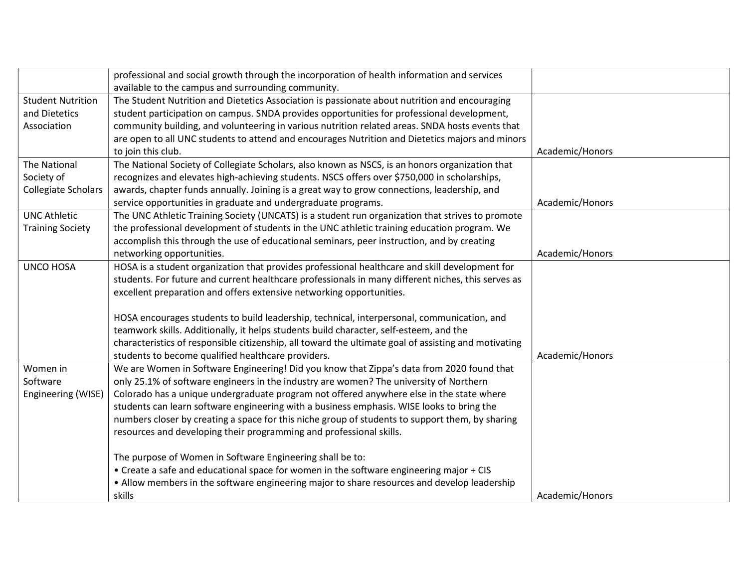| | | |
|---|---|---|
| | professional and social growth through the incorporation of health information and services available to the campus and surrounding community. | |
| Student Nutrition and Dietetics Association | The Student Nutrition and Dietetics Association is passionate about nutrition and encouraging student participation on campus. SNDA provides opportunities for professional development, community building, and volunteering in various nutrition related areas. SNDA hosts events that are open to all UNC students to attend and encourages Nutrition and Dietetics majors and minors to join this club. | Academic/Honors |
| The National Society of Collegiate Scholars | The National Society of Collegiate Scholars, also known as NSCS, is an honors organization that recognizes and elevates high-achieving students. NSCS offers over $750,000 in scholarships, awards, chapter funds annually. Joining is a great way to grow connections, leadership, and service opportunities in graduate and undergraduate programs. | Academic/Honors |
| UNC Athletic Training Society | The UNC Athletic Training Society (UNCATS) is a student run organization that strives to promote the professional development of students in the UNC athletic training education program. We accomplish this through the use of educational seminars, peer instruction, and by creating networking opportunities. | Academic/Honors |
| UNCO HOSA | HOSA is a student organization that provides professional healthcare and skill development for students. For future and current healthcare professionals in many different niches, this serves as excellent preparation and offers extensive networking opportunities.<br><br>HOSA encourages students to build leadership, technical, interpersonal, communication, and teamwork skills. Additionally, it helps students build character, self-esteem, and the characteristics of responsible citizenship, all toward the ultimate goal of assisting and motivating students to become qualified healthcare providers. | Academic/Honors |
| Women in Software Engineering (WISE) | We are Women in Software Engineering! Did you know that Zippa's data from 2020 found that only 25.1% of software engineers in the industry are women? The university of Northern Colorado has a unique undergraduate program not offered anywhere else in the state where students can learn software engineering with a business emphasis. WISE looks to bring the numbers closer by creating a space for this niche group of students to support them, by sharing resources and developing their programming and professional skills.<br><br>The purpose of Women in Software Engineering shall be to:<br>• Create a safe and educational space for women in the software engineering major + CIS<br>• Allow members in the software engineering major to share resources and develop leadership skills | Academic/Honors |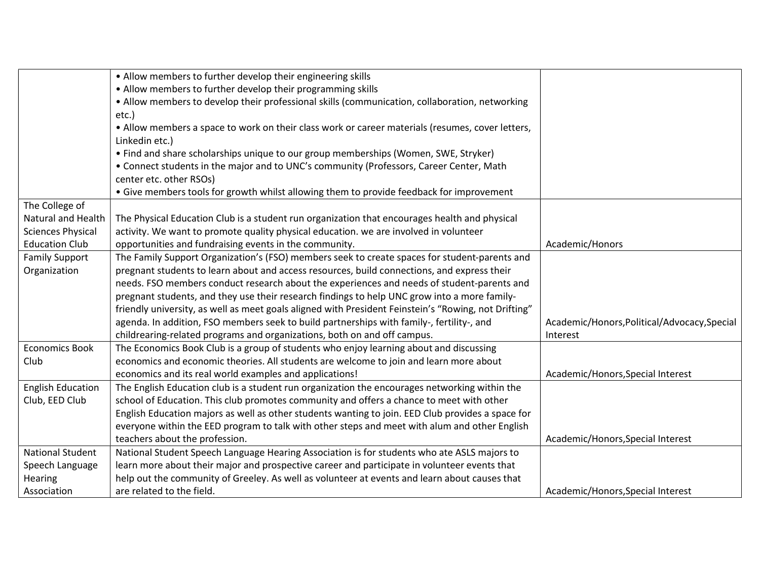| | | |
|---|---|---|
| | • Allow members to further develop their engineering skills<br>• Allow members to further develop their programming skills<br>• Allow members to develop their professional skills (communication, collaboration, networking etc.)<br>• Allow members a space to work on their class work or career materials (resumes, cover letters, Linkedin etc.)<br>• Find and share scholarships unique to our group memberships (Women, SWE, Stryker)<br>• Connect students in the major and to UNC's community (Professors, Career Center, Math center etc. other RSOs)<br>• Give members tools for growth whilst allowing them to provide feedback for improvement | |
| The College of Natural and Health Sciences Physical Education Club | The Physical Education Club is a student run organization that encourages health and physical activity. We want to promote quality physical education. we are involved in volunteer opportunities and fundraising events in the community. | Academic/Honors |
| Family Support Organization | The Family Support Organization's (FSO) members seek to create spaces for student-parents and pregnant students to learn about and access resources, build connections, and express their needs. FSO members conduct research about the experiences and needs of student-parents and pregnant students, and they use their research findings to help UNC grow into a more family-friendly university, as well as meet goals aligned with President Feinstein's "Rowing, not Drifting" agenda. In addition, FSO members seek to build partnerships with family-, fertility-, and childrearing-related programs and organizations, both on and off campus. | Academic/Honors,Political/Advocacy,Special Interest |
| Economics Book Club | The Economics Book Club is a group of students who enjoy learning about and discussing economics and economic theories. All students are welcome to join and learn more about economics and its real world examples and applications! | Academic/Honors,Special Interest |
| English Education Club, EED Club | The English Education club is a student run organization the encourages networking within the school of Education. This club promotes community and offers a chance to meet with other English Education majors as well as other students wanting to join. EED Club provides a space for everyone within the EED program to talk with other steps and meet with alum and other English teachers about the profession. | Academic/Honors,Special Interest |
| National Student Speech Language Hearing Association | National Student Speech Language Hearing Association is for students who ate ASLS majors to learn more about their major and prospective career and participate in volunteer events that help out the community of Greeley. As well as volunteer at events and learn about causes that are related to the field. | Academic/Honors,Special Interest |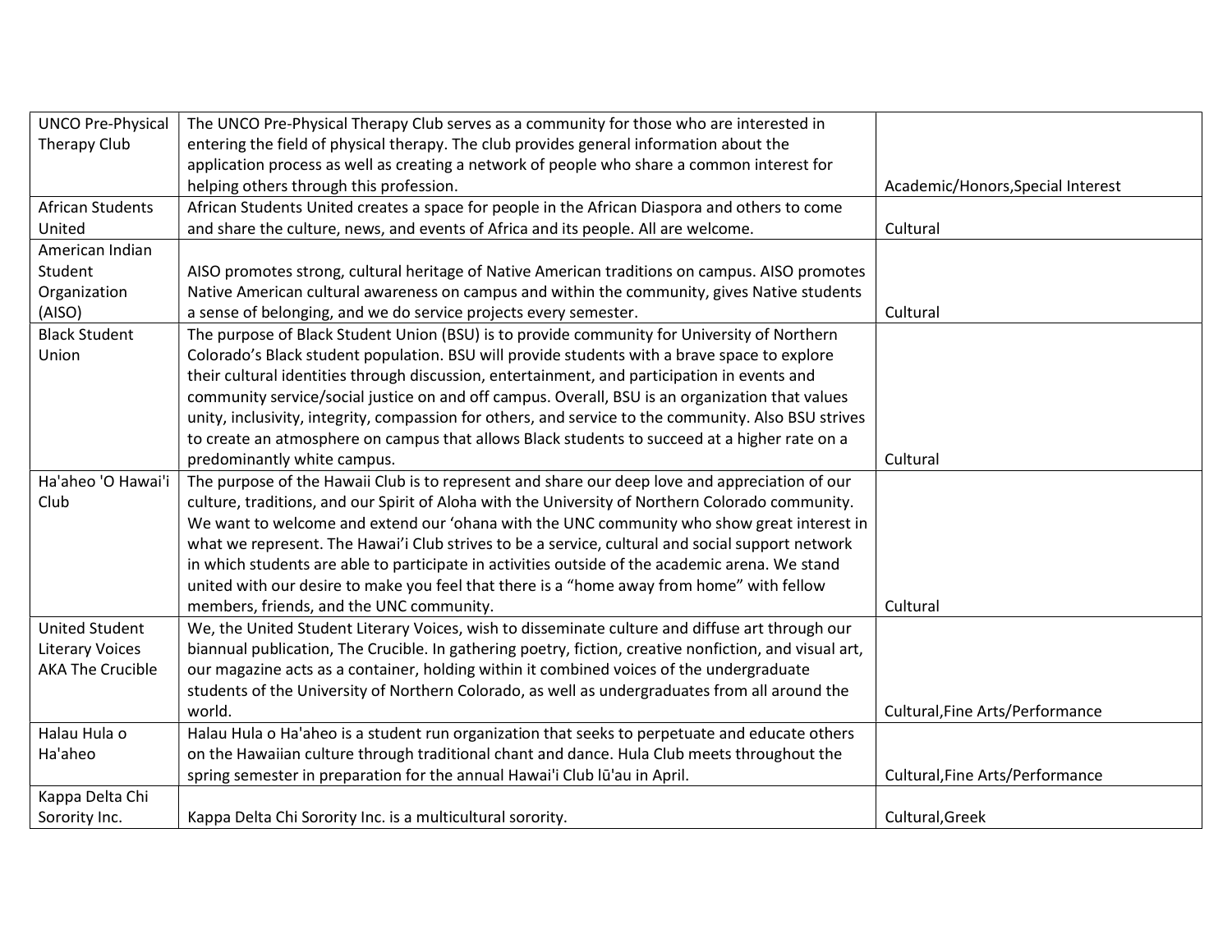| UNCO Pre-Physical Therapy Club | The UNCO Pre-Physical Therapy Club serves as a community for those who are interested in entering the field of physical therapy. The club provides general information about the application process as well as creating a network of people who share a common interest for helping others through this profession. | Academic/Honors,Special Interest |
|---|---|---|
| African Students United | African Students United creates a space for people in the African Diaspora and others to come and share the culture, news, and events of Africa and its people. All are welcome. | Cultural |
| American Indian Student Organization (AISO) | AISO promotes strong, cultural heritage of Native American traditions on campus. AISO promotes Native American cultural awareness on campus and within the community, gives Native students a sense of belonging, and we do service projects every semester. | Cultural |
| Black Student Union | The purpose of Black Student Union (BSU) is to provide community for University of Northern Colorado's Black student population. BSU will provide students with a brave space to explore their cultural identities through discussion, entertainment, and participation in events and community service/social justice on and off campus. Overall, BSU is an organization that values unity, inclusivity, integrity, compassion for others, and service to the community. Also BSU strives to create an atmosphere on campus that allows Black students to succeed at a higher rate on a predominantly white campus. | Cultural |
| Ha'aheo 'O Hawai'i Club | The purpose of the Hawaii Club is to represent and share our deep love and appreciation of our culture, traditions, and our Spirit of Aloha with the University of Northern Colorado community. We want to welcome and extend our 'ohana with the UNC community who show great interest in what we represent. The Hawai'i Club strives to be a service, cultural and social support network in which students are able to participate in activities outside of the academic arena. We stand united with our desire to make you feel that there is a "home away from home" with fellow members, friends, and the UNC community. | Cultural |
| United Student Literary Voices AKA The Crucible | We, the United Student Literary Voices, wish to disseminate culture and diffuse art through our biannual publication, The Crucible. In gathering poetry, fiction, creative nonfiction, and visual art, our magazine acts as a container, holding within it combined voices of the undergraduate students of the University of Northern Colorado, as well as undergraduates from all around the world. | Cultural,Fine Arts/Performance |
| Halau Hula o Ha'aheo | Halau Hula o Ha'aheo is a student run organization that seeks to perpetuate and educate others on the Hawaiian culture through traditional chant and dance. Hula Club meets throughout the spring semester in preparation for the annual Hawai'i Club lū'au in April. | Cultural,Fine Arts/Performance |
| Kappa Delta Chi Sorority Inc. | Kappa Delta Chi Sorority Inc. is a multicultural sorority. | Cultural,Greek |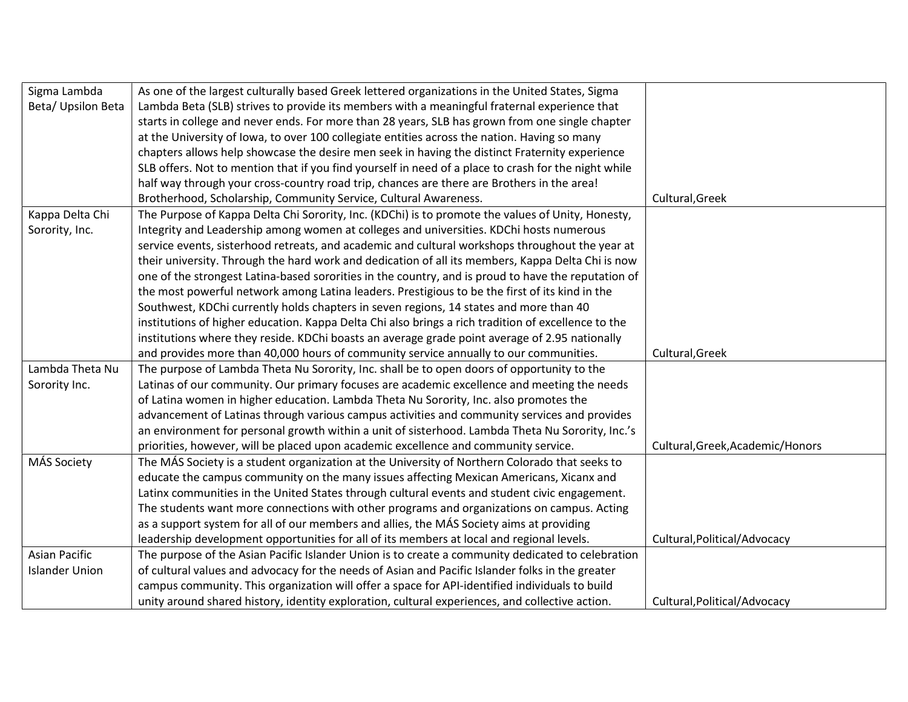| | | |
|---|---|---|
| Sigma Lambda Beta/ Upsilon Beta | As one of the largest culturally based Greek lettered organizations in the United States, Sigma Lambda Beta (SLB) strives to provide its members with a meaningful fraternal experience that starts in college and never ends. For more than 28 years, SLB has grown from one single chapter at the University of Iowa, to over 100 collegiate entities across the nation. Having so many chapters allows help showcase the desire men seek in having the distinct Fraternity experience SLB offers. Not to mention that if you find yourself in need of a place to crash for the night while half way through your cross-country road trip, chances are there are Brothers in the area! Brotherhood, Scholarship, Community Service, Cultural Awareness. | Cultural,Greek |
| Kappa Delta Chi Sorority, Inc. | The Purpose of Kappa Delta Chi Sorority, Inc. (KDChi) is to promote the values of Unity, Honesty, Integrity and Leadership among women at colleges and universities. KDChi hosts numerous service events, sisterhood retreats, and academic and cultural workshops throughout the year at their university. Through the hard work and dedication of all its members, Kappa Delta Chi is now one of the strongest Latina-based sororities in the country, and is proud to have the reputation of the most powerful network among Latina leaders. Prestigious to be the first of its kind in the Southwest, KDChi currently holds chapters in seven regions, 14 states and more than 40 institutions of higher education. Kappa Delta Chi also brings a rich tradition of excellence to the institutions where they reside. KDChi boasts an average grade point average of 2.95 nationally and provides more than 40,000 hours of community service annually to our communities. | Cultural,Greek |
| Lambda Theta Nu Sorority Inc. | The purpose of Lambda Theta Nu Sorority, Inc. shall be to open doors of opportunity to the Latinas of our community. Our primary focuses are academic excellence and meeting the needs of Latina women in higher education. Lambda Theta Nu Sorority, Inc. also promotes the advancement of Latinas through various campus activities and community services and provides an environment for personal growth within a unit of sisterhood. Lambda Theta Nu Sorority, Inc.'s priorities, however, will be placed upon academic excellence and community service. | Cultural,Greek,Academic/Honors |
| MÁS Society | The MÁS Society is a student organization at the University of Northern Colorado that seeks to educate the campus community on the many issues affecting Mexican Americans, Xicanx and Latinx communities in the United States through cultural events and student civic engagement. The students want more connections with other programs and organizations on campus. Acting as a support system for all of our members and allies, the MÁS Society aims at providing leadership development opportunities for all of its members at local and regional levels. | Cultural,Political/Advocacy |
| Asian Pacific Islander Union | The purpose of the Asian Pacific Islander Union is to create a community dedicated to celebration of cultural values and advocacy for the needs of Asian and Pacific Islander folks in the greater campus community. This organization will offer a space for API-identified individuals to build unity around shared history, identity exploration, cultural experiences, and collective action. | Cultural,Political/Advocacy |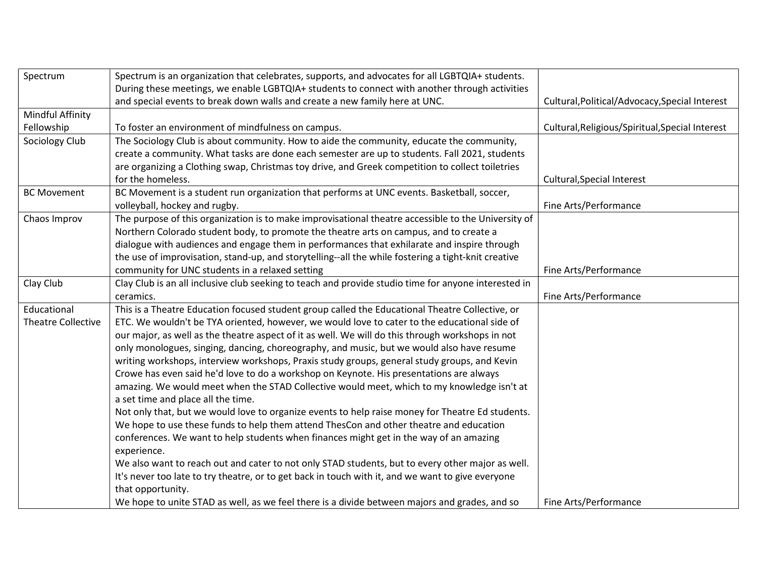| | | |
|---|---|---|
| Spectrum | Spectrum is an organization that celebrates, supports, and advocates for all LGBTQIA+ students. During these meetings, we enable LGBTQIA+ students to connect with another through activities and special events to break down walls and create a new family here at UNC. | Cultural,Political/Advocacy,Special Interest |
| Mindful Affinity Fellowship | To foster an environment of mindfulness on campus. | Cultural,Religious/Spiritual,Special Interest |
| Sociology Club | The Sociology Club is about community. How to aide the community, educate the community, create a community. What tasks are done each semester are up to students. Fall 2021, students are organizing a Clothing swap, Christmas toy drive, and Greek competition to collect toiletries for the homeless. | Cultural,Special Interest |
| BC Movement | BC Movement is a student run organization that performs at UNC events. Basketball, soccer, volleyball, hockey and rugby. | Fine Arts/Performance |
| Chaos Improv | The purpose of this organization is to make improvisational theatre accessible to the University of Northern Colorado student body, to promote the theatre arts on campus, and to create a dialogue with audiences and engage them in performances that exhilarate and inspire through the use of improvisation, stand-up, and storytelling--all the while fostering a tight-knit creative community for UNC students in a relaxed setting | Fine Arts/Performance |
| Clay Club | Clay Club is an all inclusive club seeking to teach and provide studio time for anyone interested in ceramics. | Fine Arts/Performance |
| Educational Theatre Collective | This is a Theatre Education focused student group called the Educational Theatre Collective, or ETC. We wouldn't be TYA oriented, however, we would love to cater to the educational side of our major, as well as the theatre aspect of it as well. We will do this through workshops in not only monologues, singing, dancing, choreography, and music, but we would also have resume writing workshops, interview workshops, Praxis study groups, general study groups, and Kevin Crowe has even said he'd love to do a workshop on Keynote. His presentations are always amazing. We would meet when the STAD Collective would meet, which to my knowledge isn't at a set time and place all the time.<br>Not only that, but we would love to organize events to help raise money for Theatre Ed students. We hope to use these funds to help them attend ThesCon and other theatre and education conferences. We want to help students when finances might get in the way of an amazing experience.<br>We also want to reach out and cater to not only STAD students, but to every other major as well. It's never too late to try theatre, or to get back in touch with it, and we want to give everyone that opportunity.<br>We hope to unite STAD as well, as we feel there is a divide between majors and grades, and so | Fine Arts/Performance |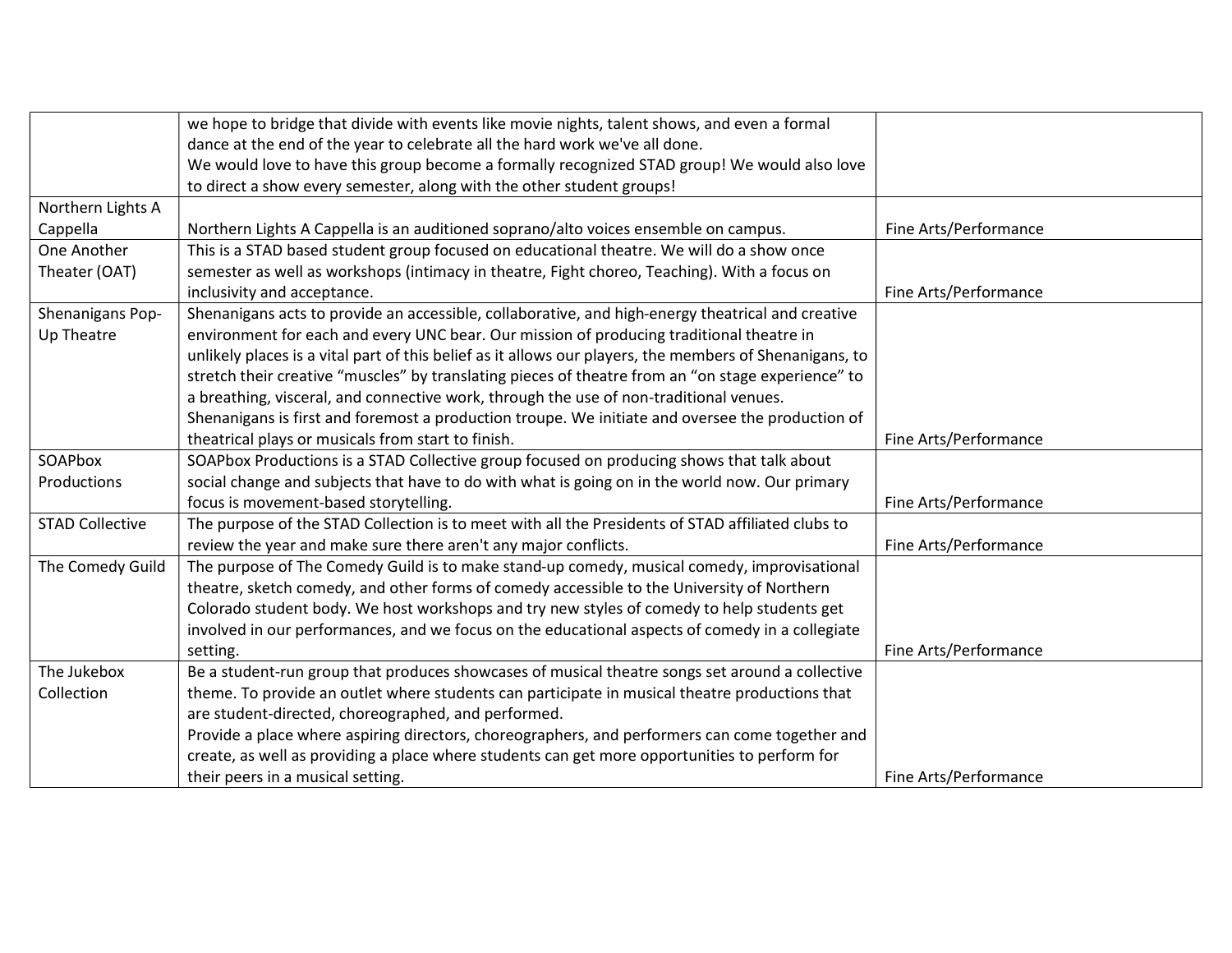| | | |
|---|---|---|
| | we hope to bridge that divide with events like movie nights, talent shows, and even a formal dance at the end of the year to celebrate all the hard work we've all done.<br>We would love to have this group become a formally recognized STAD group! We would also love to direct a show every semester, along with the other student groups! | |
| Northern Lights A Cappella | Northern Lights A Cappella is an auditioned soprano/alto voices ensemble on campus. | Fine Arts/Performance |
| One Another Theater (OAT) | This is a STAD based student group focused on educational theatre. We will do a show once semester as well as workshops (intimacy in theatre, Fight choreo, Teaching). With a focus on inclusivity and acceptance. | Fine Arts/Performance |
| Shenanigans Pop-Up Theatre | Shenanigans acts to provide an accessible, collaborative, and high-energy theatrical and creative environment for each and every UNC bear. Our mission of producing traditional theatre in unlikely places is a vital part of this belief as it allows our players, the members of Shenanigans, to stretch their creative "muscles" by translating pieces of theatre from an "on stage experience" to a breathing, visceral, and connective work, through the use of non-traditional venues.<br>Shenanigans is first and foremost a production troupe. We initiate and oversee the production of theatrical plays or musicals from start to finish. | Fine Arts/Performance |
| SOAPbox Productions | SOAPbox Productions is a STAD Collective group focused on producing shows that talk about social change and subjects that have to do with what is going on in the world now. Our primary focus is movement-based storytelling. | Fine Arts/Performance |
| STAD Collective | The purpose of the STAD Collection is to meet with all the Presidents of STAD affiliated clubs to review the year and make sure there aren't any major conflicts. | Fine Arts/Performance |
| The Comedy Guild | The purpose of The Comedy Guild is to make stand-up comedy, musical comedy, improvisational theatre, sketch comedy, and other forms of comedy accessible to the University of Northern Colorado student body. We host workshops and try new styles of comedy to help students get involved in our performances, and we focus on the educational aspects of comedy in a collegiate setting. | Fine Arts/Performance |
| The Jukebox Collection | Be a student-run group that produces showcases of musical theatre songs set around a collective theme. To provide an outlet where students can participate in musical theatre productions that are student-directed, choreographed, and performed.<br>Provide a place where aspiring directors, choreographers, and performers can come together and create, as well as providing a place where students can get more opportunities to perform for their peers in a musical setting. | Fine Arts/Performance |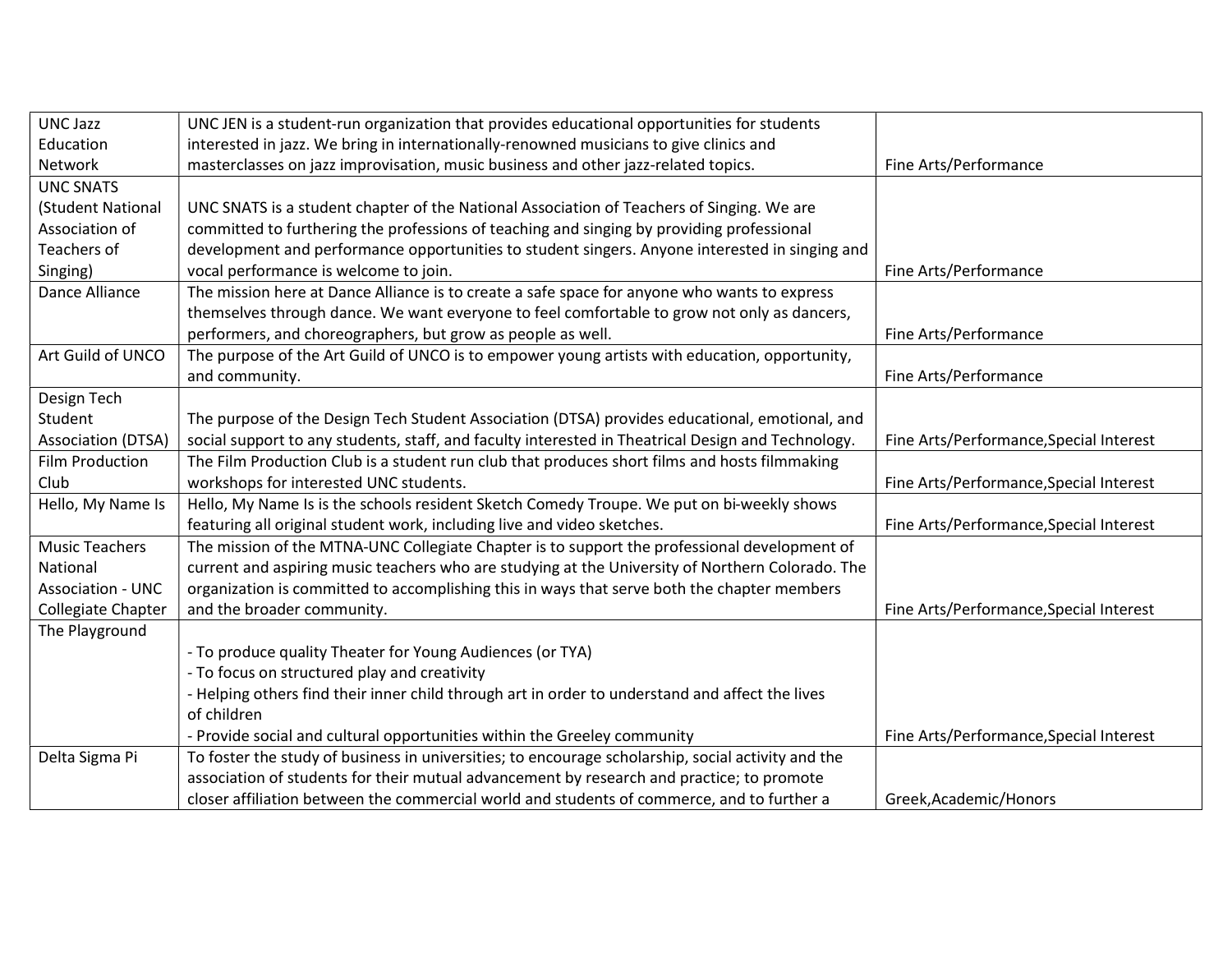| | | |
|---|---|---|
| UNC Jazz Education Network | UNC JEN is a student-run organization that provides educational opportunities for students interested in jazz. We bring in internationally-renowned musicians to give clinics and masterclasses on jazz improvisation, music business and other jazz-related topics. | Fine Arts/Performance |
| UNC SNATS (Student National Association of Teachers of Singing) | UNC SNATS is a student chapter of the National Association of Teachers of Singing. We are committed to furthering the professions of teaching and singing by providing professional development and performance opportunities to student singers. Anyone interested in singing and vocal performance is welcome to join. | Fine Arts/Performance |
| Dance Alliance | The mission here at Dance Alliance is to create a safe space for anyone who wants to express themselves through dance. We want everyone to feel comfortable to grow not only as dancers, performers, and choreographers, but grow as people as well. | Fine Arts/Performance |
| Art Guild of UNCO | The purpose of the Art Guild of UNCO is to empower young artists with education, opportunity, and community. | Fine Arts/Performance |
| Design Tech Student Association (DTSA) | The purpose of the Design Tech Student Association (DTSA) provides educational, emotional, and social support to any students, staff, and faculty interested in Theatrical Design and Technology. | Fine Arts/Performance,Special Interest |
| Film Production Club | The Film Production Club is a student run club that produces short films and hosts filmmaking workshops for interested UNC students. | Fine Arts/Performance,Special Interest |
| Hello, My Name Is | Hello, My Name Is is the schools resident Sketch Comedy Troupe. We put on bi-weekly shows featuring all original student work, including live and video sketches. | Fine Arts/Performance,Special Interest |
| Music Teachers National Association - UNC Collegiate Chapter | The mission of the MTNA-UNC Collegiate Chapter is to support the professional development of current and aspiring music teachers who are studying at the University of Northern Colorado. The organization is committed to accomplishing this in ways that serve both the chapter members and the broader community. | Fine Arts/Performance,Special Interest |
| The Playground | - To produce quality Theater for Young Audiences (or TYA)<br>- To focus on structured play and creativity<br>- Helping others find their inner child through art in order to understand and affect the lives of children<br>- Provide social and cultural opportunities within the Greeley community | Fine Arts/Performance,Special Interest |
| Delta Sigma Pi | To foster the study of business in universities; to encourage scholarship, social activity and the association of students for their mutual advancement by research and practice; to promote closer affiliation between the commercial world and students of commerce, and to further a | Greek,Academic/Honors |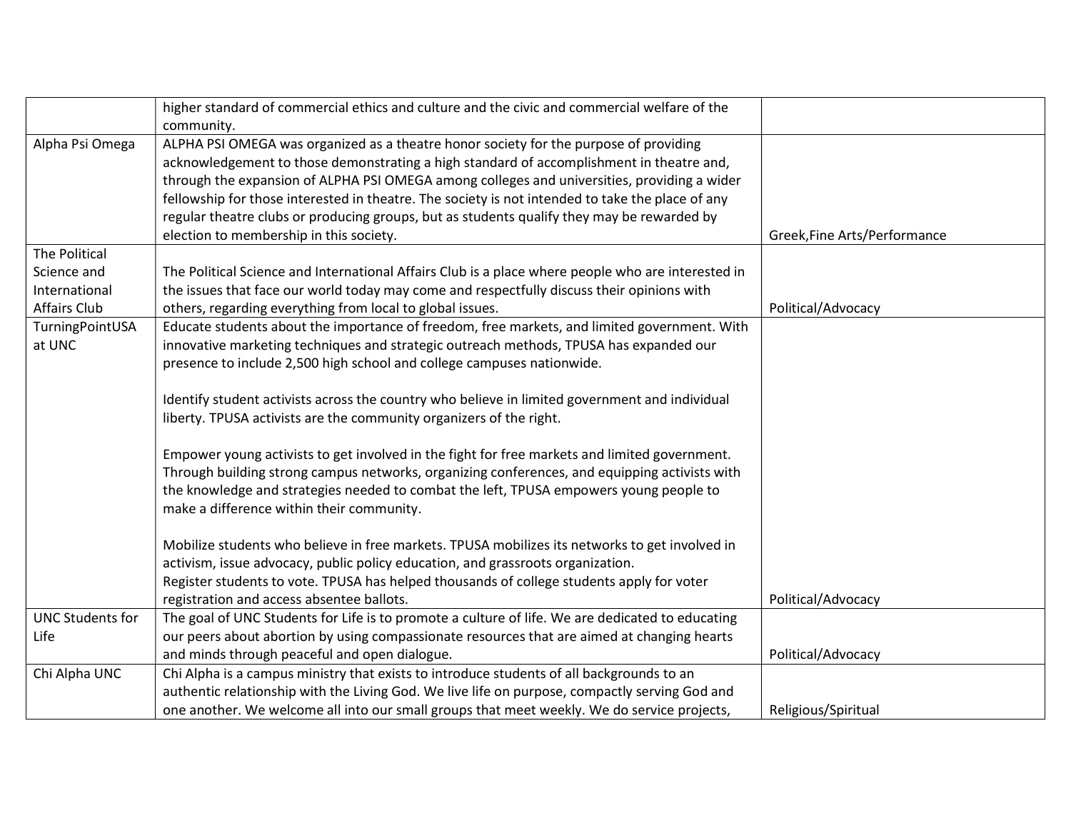| | | |
|---|---|---|
| | higher standard of commercial ethics and culture and the civic and commercial welfare of the community. | |
| Alpha Psi Omega | ALPHA PSI OMEGA was organized as a theatre honor society for the purpose of providing acknowledgement to those demonstrating a high standard of accomplishment in theatre and, through the expansion of ALPHA PSI OMEGA among colleges and universities, providing a wider fellowship for those interested in theatre. The society is not intended to take the place of any regular theatre clubs or producing groups, but as students qualify they may be rewarded by election to membership in this society. | Greek,Fine Arts/Performance |
| The Political Science and International Affairs Club | The Political Science and International Affairs Club is a place where people who are interested in the issues that face our world today may come and respectfully discuss their opinions with others, regarding everything from local to global issues. | Political/Advocacy |
| TurningPointUSA at UNC | Educate students about the importance of freedom, free markets, and limited government. With innovative marketing techniques and strategic outreach methods, TPUSA has expanded our presence to include 2,500 high school and college campuses nationwide.<br><br>Identify student activists across the country who believe in limited government and individual liberty. TPUSA activists are the community organizers of the right.<br><br>Empower young activists to get involved in the fight for free markets and limited government. Through building strong campus networks, organizing conferences, and equipping activists with the knowledge and strategies needed to combat the left, TPUSA empowers young people to make a difference within their community.<br><br>Mobilize students who believe in free markets. TPUSA mobilizes its networks to get involved in activism, issue advocacy, public policy education, and grassroots organization.<br>Register students to vote. TPUSA has helped thousands of college students apply for voter registration and access absentee ballots. | Political/Advocacy |
| UNC Students for Life | The goal of UNC Students for Life is to promote a culture of life. We are dedicated to educating our peers about abortion by using compassionate resources that are aimed at changing hearts and minds through peaceful and open dialogue. | Political/Advocacy |
| Chi Alpha UNC | Chi Alpha is a campus ministry that exists to introduce students of all backgrounds to an authentic relationship with the Living God. We live life on purpose, compactly serving God and one another. We welcome all into our small groups that meet weekly. We do service projects, | Religious/Spiritual |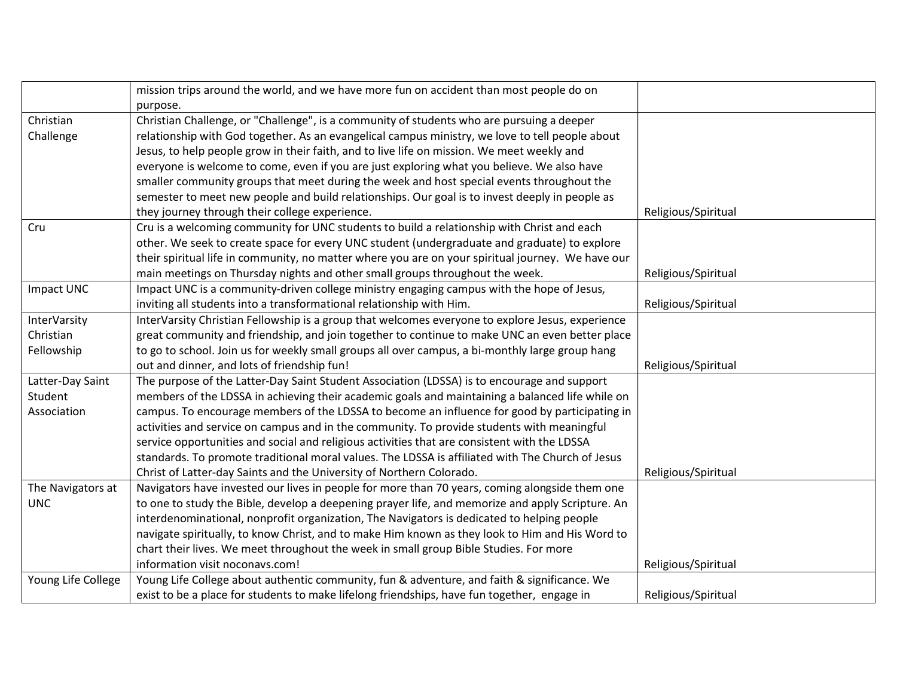| | | |
|---|---|---|
| | mission trips around the world, and we have more fun on accident than most people do on purpose. | |
| Christian Challenge | Christian Challenge, or "Challenge", is a community of students who are pursuing a deeper relationship with God together. As an evangelical campus ministry, we love to tell people about Jesus, to help people grow in their faith, and to live life on mission. We meet weekly and everyone is welcome to come, even if you are just exploring what you believe. We also have smaller community groups that meet during the week and host special events throughout the semester to meet new people and build relationships. Our goal is to invest deeply in people as they journey through their college experience. | Religious/Spiritual |
| Cru | Cru is a welcoming community for UNC students to build a relationship with Christ and each other. We seek to create space for every UNC student (undergraduate and graduate) to explore their spiritual life in community, no matter where you are on your spiritual journey. We have our main meetings on Thursday nights and other small groups throughout the week. | Religious/Spiritual |
| Impact UNC | Impact UNC is a community-driven college ministry engaging campus with the hope of Jesus, inviting all students into a transformational relationship with Him. | Religious/Spiritual |
| InterVarsity Christian Fellowship | InterVarsity Christian Fellowship is a group that welcomes everyone to explore Jesus, experience great community and friendship, and join together to continue to make UNC an even better place to go to school. Join us for weekly small groups all over campus, a bi-monthly large group hang out and dinner, and lots of friendship fun! | Religious/Spiritual |
| Latter-Day Saint Student Association | The purpose of the Latter-Day Saint Student Association (LDSSA) is to encourage and support members of the LDSSA in achieving their academic goals and maintaining a balanced life while on campus. To encourage members of the LDSSA to become an influence for good by participating in activities and service on campus and in the community. To provide students with meaningful service opportunities and social and religious activities that are consistent with the LDSSA standards. To promote traditional moral values. The LDSSA is affiliated with The Church of Jesus Christ of Latter-day Saints and the University of Northern Colorado. | Religious/Spiritual |
| The Navigators at UNC | Navigators have invested our lives in people for more than 70 years, coming alongside them one to one to study the Bible, develop a deepening prayer life, and memorize and apply Scripture. An interdenominational, nonprofit organization, The Navigators is dedicated to helping people navigate spiritually, to know Christ, and to make Him known as they look to Him and His Word to chart their lives. We meet throughout the week in small group Bible Studies. For more information visit noconavs.com! | Religious/Spiritual |
| Young Life College | Young Life College about authentic community, fun & adventure, and faith & significance. We exist to be a place for students to make lifelong friendships, have fun together, engage in | Religious/Spiritual |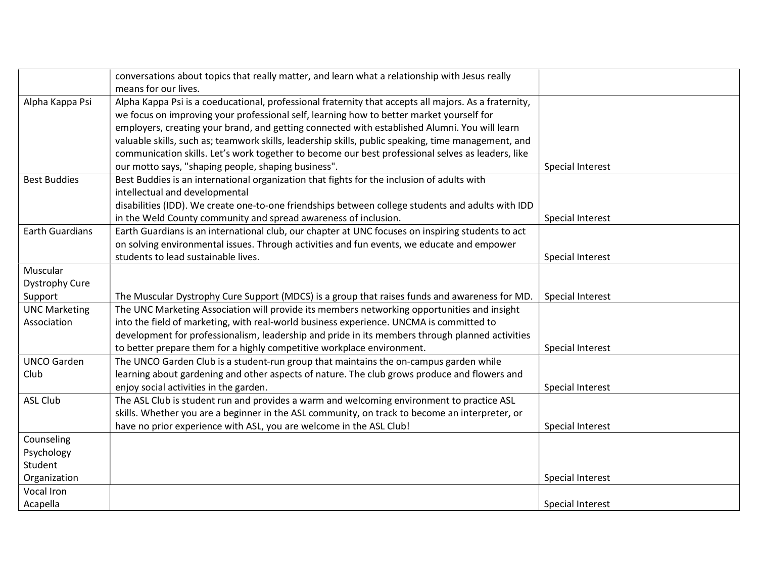| | | |
|---|---|---|
| | conversations about topics that really matter, and learn what a relationship with Jesus really means for our lives. | |
| Alpha Kappa Psi | Alpha Kappa Psi is a coeducational, professional fraternity that accepts all majors. As a fraternity, we focus on improving your professional self, learning how to better market yourself for employers, creating your brand, and getting connected with established Alumni. You will learn valuable skills, such as; teamwork skills, leadership skills, public speaking, time management, and communication skills. Let's work together to become our best professional selves as leaders, like our motto says, "shaping people, shaping business". | Special Interest |
| Best Buddies | Best Buddies is an international organization that fights for the inclusion of adults with intellectual and developmental disabilities (IDD). We create one-to-one friendships between college students and adults with IDD in the Weld County community and spread awareness of inclusion. | Special Interest |
| Earth Guardians | Earth Guardians is an international club, our chapter at UNC focuses on inspiring students to act on solving environmental issues. Through activities and fun events, we educate and empower students to lead sustainable lives. | Special Interest |
| Muscular Dystrophy Cure Support | The Muscular Dystrophy Cure Support (MDCS) is a group that raises funds and awareness for MD. | Special Interest |
| UNC Marketing Association | The UNC Marketing Association will provide its members networking opportunities and insight into the field of marketing, with real-world business experience. UNCMA is committed to development for professionalism, leadership and pride in its members through planned activities to better prepare them for a highly competitive workplace environment. | Special Interest |
| UNCO Garden Club | The UNCO Garden Club is a student-run group that maintains the on-campus garden while learning about gardening and other aspects of nature. The club grows produce and flowers and enjoy social activities in the garden. | Special Interest |
| ASL Club | The ASL Club is student run and provides a warm and welcoming environment to practice ASL skills. Whether you are a beginner in the ASL community, on track to become an interpreter, or have no prior experience with ASL, you are welcome in the ASL Club! | Special Interest |
| Counseling Psychology Student Organization | | Special Interest |
| Vocal Iron Acapella | | Special Interest |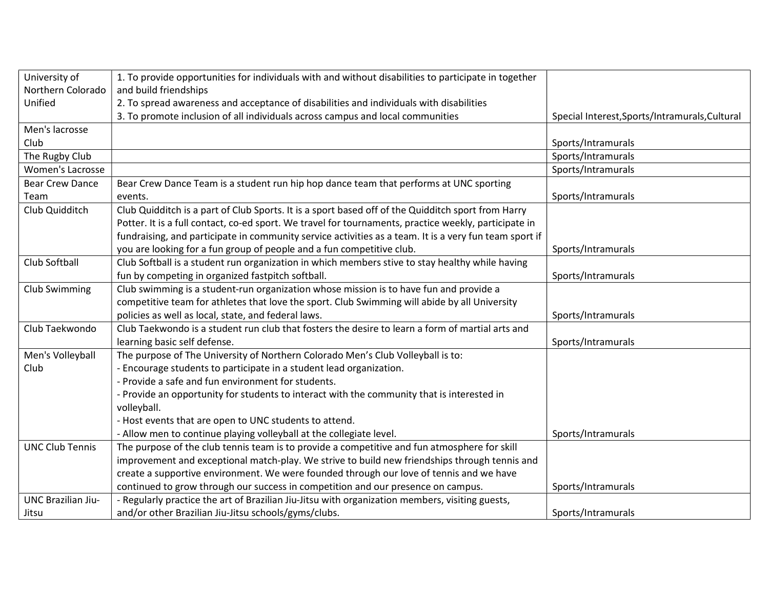| | | |
|---|---|---|
| University of Northern Colorado Unified | 1. To provide opportunities for individuals with and without disabilities to participate in together and build friendships<br>2. To spread awareness and acceptance of disabilities and individuals with disabilities<br>3. To promote inclusion of all individuals across campus and local communities | Special Interest,Sports/Intramurals,Cultural |
| Men's lacrosse Club | | Sports/Intramurals |
| The Rugby Club | | Sports/Intramurals |
| Women's Lacrosse | | Sports/Intramurals |
| Bear Crew Dance Team | Bear Crew Dance Team is a student run hip hop dance team that performs at UNC sporting events. | Sports/Intramurals |
| Club Quidditch | Club Quidditch is a part of Club Sports. It is a sport based off of the Quidditch sport from Harry Potter. It is a full contact, co-ed sport. We travel for tournaments, practice weekly, participate in fundraising, and participate in community service activities as a team. It is a very fun team sport if you are looking for a fun group of people and a fun competitive club. | Sports/Intramurals |
| Club Softball | Club Softball is a student run organization in which members stive to stay healthy while having fun by competing in organized fastpitch softball. | Sports/Intramurals |
| Club Swimming | Club swimming is a student-run organization whose mission is to have fun and provide a competitive team for athletes that love the sport. Club Swimming will abide by all University policies as well as local, state, and federal laws. | Sports/Intramurals |
| Club Taekwondo | Club Taekwondo is a student run club that fosters the desire to learn a form of martial arts and learning basic self defense. | Sports/Intramurals |
| Men's Volleyball Club | The purpose of The University of Northern Colorado Men's Club Volleyball is to:<br>- Encourage students to participate in a student lead organization.<br>- Provide a safe and fun environment for students.<br>- Provide an opportunity for students to interact with the community that is interested in volleyball.<br>- Host events that are open to UNC students to attend.<br>- Allow men to continue playing volleyball at the collegiate level. | Sports/Intramurals |
| UNC Club Tennis | The purpose of the club tennis team is to provide a competitive and fun atmosphere for skill improvement and exceptional match-play. We strive to build new friendships through tennis and create a supportive environment. We were founded through our love of tennis and we have continued to grow through our success in competition and our presence on campus. | Sports/Intramurals |
| UNC Brazilian Jiu-Jitsu | - Regularly practice the art of Brazilian Jiu-Jitsu with organization members, visiting guests, and/or other Brazilian Jiu-Jitsu schools/gyms/clubs. | Sports/Intramurals |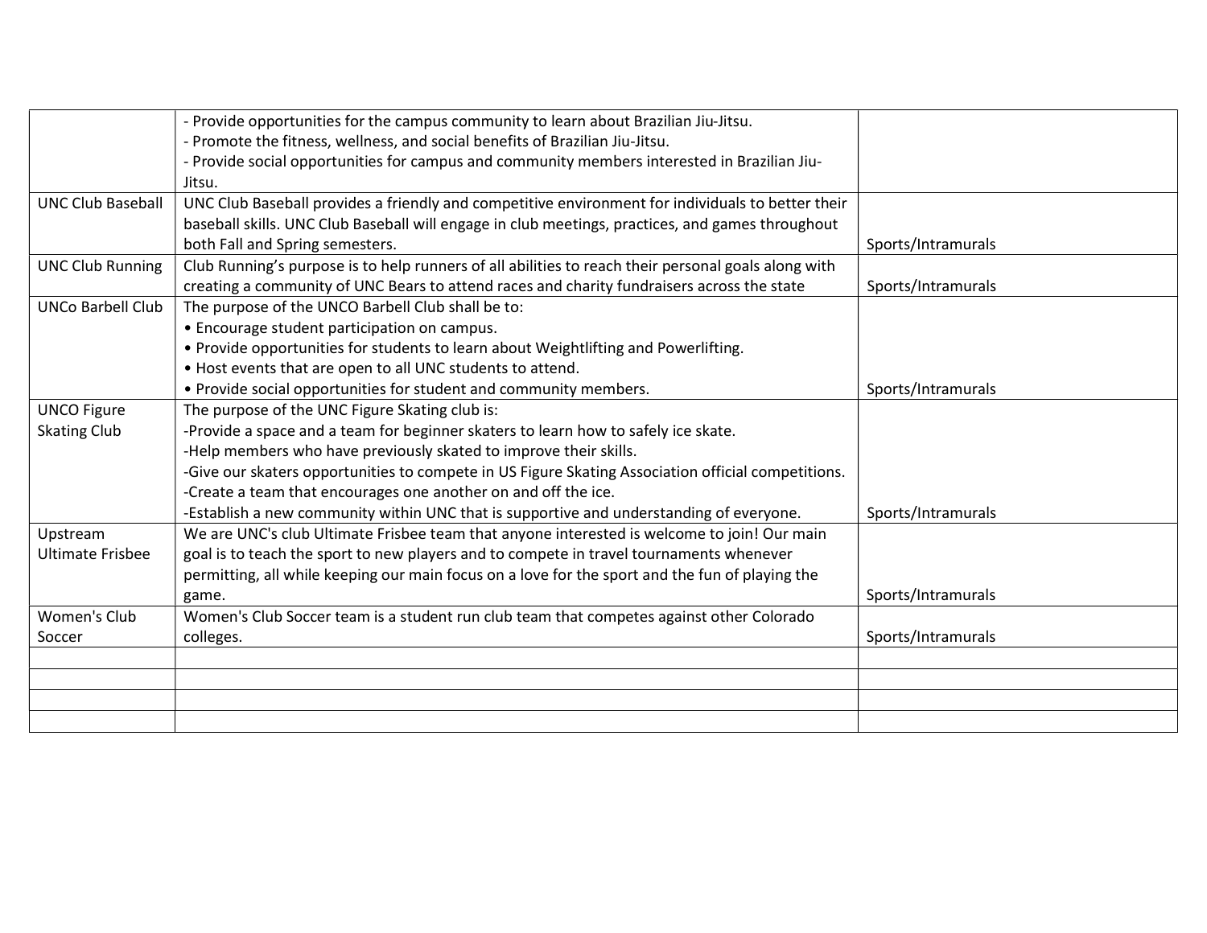| | | |
|---|---|---|
| | - Provide opportunities for the campus community to learn about Brazilian Jiu-Jitsu.<br>- Promote the fitness, wellness, and social benefits of Brazilian Jiu-Jitsu.<br>- Provide social opportunities for campus and community members interested in Brazilian Jiu-Jitsu. | |
| UNC Club Baseball | UNC Club Baseball provides a friendly and competitive environment for individuals to better their baseball skills. UNC Club Baseball will engage in club meetings, practices, and games throughout both Fall and Spring semesters. | Sports/Intramurals |
| UNC Club Running | Club Running's purpose is to help runners of all abilities to reach their personal goals along with creating a community of UNC Bears to attend races and charity fundraisers across the state | Sports/Intramurals |
| UNCo Barbell Club | The purpose of the UNCO Barbell Club shall be to:<br>• Encourage student participation on campus.<br>• Provide opportunities for students to learn about Weightlifting and Powerlifting.<br>• Host events that are open to all UNC students to attend.<br>• Provide social opportunities for student and community members. | Sports/Intramurals |
| UNCO Figure Skating Club | The purpose of the UNC Figure Skating club is:<br>-Provide a space and a team for beginner skaters to learn how to safely ice skate.<br>-Help members who have previously skated to improve their skills.<br>-Give our skaters opportunities to compete in US Figure Skating Association official competitions.<br>-Create a team that encourages one another on and off the ice.<br>-Establish a new community within UNC that is supportive and understanding of everyone. | Sports/Intramurals |
| Upstream Ultimate Frisbee | We are UNC's club Ultimate Frisbee team that anyone interested is welcome to join! Our main goal is to teach the sport to new players and to compete in travel tournaments whenever permitting, all while keeping our main focus on a love for the sport and the fun of playing the game. | Sports/Intramurals |
| Women's Club Soccer | Women's Club Soccer team is a student run club team that competes against other Colorado colleges. | Sports/Intramurals |
| | | |
| | | |
| | | |
| | | |